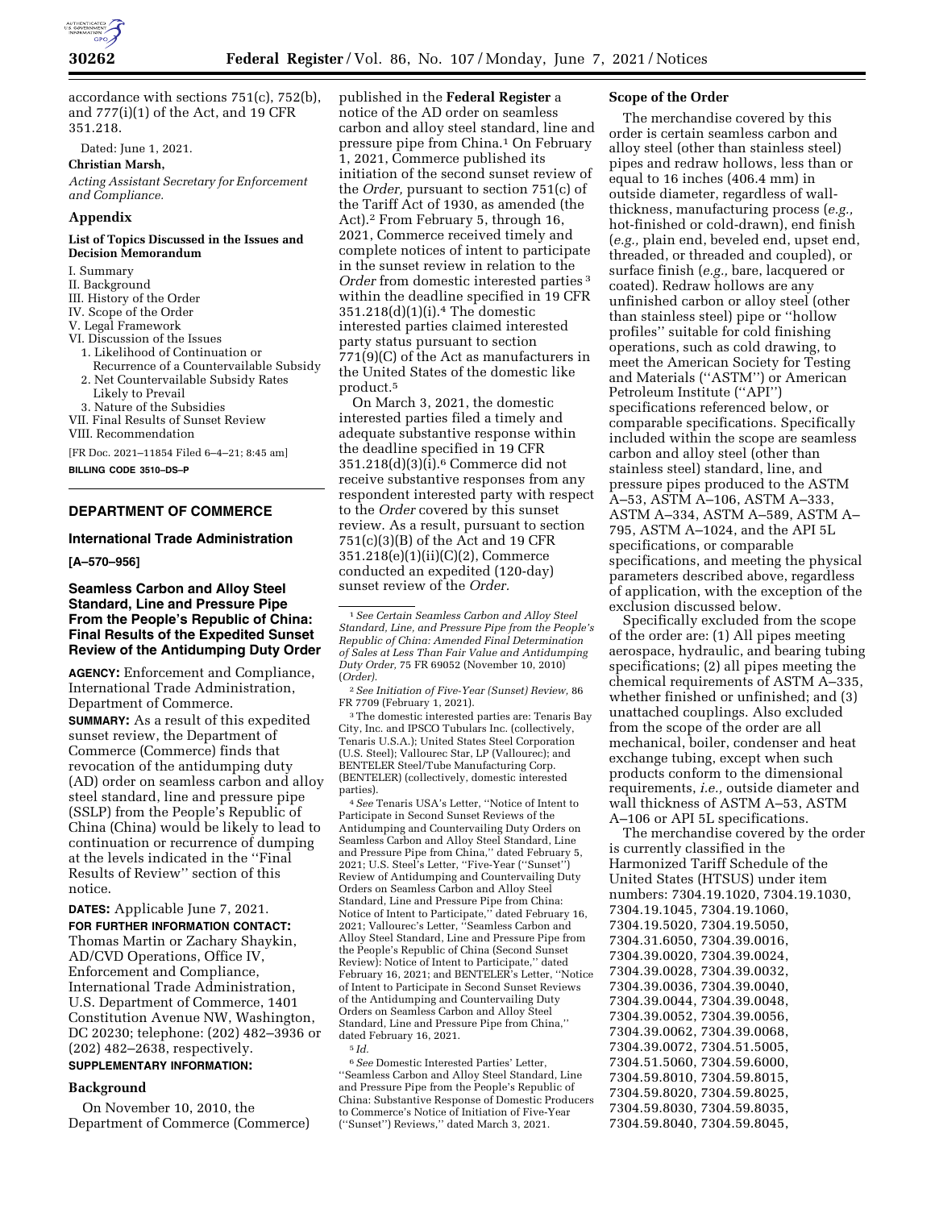accordance with sections 751(c), 752(b), and 777(i)(1) of the Act, and 19 CFR 351.218.

Dated: June 1, 2021.

**Christian Marsh,**

*Acting Assistant Secretary for Enforcement and Compliance.*

## Appendix

### List of Topics Discussed in the Issues and Decision Memorandum

I. Summary
II. Background
III. History of the Order
IV. Scope of the Order
V. Legal Framework
VI. Discussion of the Issues
1. Likelihood of Continuation or Recurrence of a Countervailable Subsidy
2. Net Countervailable Subsidy Rates Likely to Prevail
3. Nature of the Subsidies
VII. Final Results of Sunset Review
VIII. Recommendation

[FR Doc. 2021–11854 Filed 6–4–21; 8:45 am]

**BILLING CODE 3510–DS–P**

---

## DEPARTMENT OF COMMERCE

### International Trade Administration

**[A–570–956]**

### Seamless Carbon and Alloy Steel Standard, Line and Pressure Pipe From the People's Republic of China: Final Results of the Expedited Sunset Review of the Antidumping Duty Order

**AGENCY:** Enforcement and Compliance, International Trade Administration, Department of Commerce.

**SUMMARY:** As a result of this expedited sunset review, the Department of Commerce (Commerce) finds that revocation of the antidumping duty (AD) order on seamless carbon and alloy steel standard, line and pressure pipe (SSLP) from the People's Republic of China (China) would be likely to lead to continuation or recurrence of dumping at the levels indicated in the ''Final Results of Review'' section of this notice.

**DATES:** Applicable June 7, 2021.

**FOR FURTHER INFORMATION CONTACT:** Thomas Martin or Zachary Shaykin, AD/CVD Operations, Office IV, Enforcement and Compliance, International Trade Administration, U.S. Department of Commerce, 1401 Constitution Avenue NW, Washington, DC 20230; telephone: (202) 482–3936 or (202) 482–2638, respectively.

**SUPPLEMENTARY INFORMATION:**

### Background

On November 10, 2010, the Department of Commerce (Commerce) published in the **Federal Register** a notice of the AD order on seamless carbon and alloy steel standard, line and pressure pipe from China.[1] On February 1, 2021, Commerce published its initiation of the second sunset review of the *Order,* pursuant to section 751(c) of the Tariff Act of 1930, as amended (the Act).[2] From February 5, through 16, 2021, Commerce received timely and complete notices of intent to participate in the sunset review in relation to the *Order* from domestic interested parties[3] within the deadline specified in 19 CFR 351.218(d)(1)(i).[4] The domestic interested parties claimed interested party status pursuant to section 771(9)(C) of the Act as manufacturers in the United States of the domestic like product.[5]

On March 3, 2021, the domestic interested parties filed a timely and adequate substantive response within the deadline specified in 19 CFR 351.218(d)(3)(i).[6] Commerce did not receive substantive responses from any respondent interested party with respect to the *Order* covered by this sunset review. As a result, pursuant to section 751(c)(3)(B) of the Act and 19 CFR 351.218(e)(1)(ii)(C)(2), Commerce conducted an expedited (120-day) sunset review of the *Order.*

[1] *See Certain Seamless Carbon and Alloy Steel Standard, Line, and Pressure Pipe from the People's Republic of China: Amended Final Determination of Sales at Less Than Fair Value and Antidumping Duty Order,* 75 FR 69052 (November 10, 2010) (*Order*).

[2] *See Initiation of Five-Year (Sunset) Review,* 86 FR 7709 (February 1, 2021).

[3] The domestic interested parties are: Tenaris Bay City, Inc. and IPSCO Tubulars Inc. (collectively, Tenaris U.S.A.); United States Steel Corporation (U.S. Steel); Vallourec Star, LP (Vallourec); and BENTELER Steel/Tube Manufacturing Corp. (BENTELER) (collectively, domestic interested parties).

[4] *See* Tenaris USA's Letter, ''Notice of Intent to Participate in Second Sunset Reviews of the Antidumping and Countervailing Duty Orders on Seamless Carbon and Alloy Steel Standard, Line and Pressure Pipe from China,'' dated February 5, 2021; U.S. Steel's Letter, ''Five-Year (''Sunset'') Review of Antidumping and Countervailing Duty Orders on Seamless Carbon and Alloy Steel Standard, Line and Pressure Pipe from China: Notice of Intent to Participate,'' dated February 16, 2021; Vallourec's Letter, ''Seamless Carbon and Alloy Steel Standard, Line and Pressure Pipe from the People's Republic of China (Second Sunset Review): Notice of Intent to Participate,'' dated February 16, 2021; and BENTELER's Letter, ''Notice of Intent to Participate in Second Sunset Reviews of the Antidumping and Countervailing Duty Orders on Seamless Carbon and Alloy Steel Standard, Line and Pressure Pipe from China,'' dated February 16, 2021.

[5] *Id.*

[6] *See* Domestic Interested Parties' Letter, ''Seamless Carbon and Alloy Steel Standard, Line and Pressure Pipe from the People's Republic of China: Substantive Response of Domestic Producers to Commerce's Notice of Initiation of Five-Year (''Sunset'') Reviews,'' dated March 3, 2021.

### Scope of the Order

The merchandise covered by this order is certain seamless carbon and alloy steel (other than stainless steel) pipes and redraw hollows, less than or equal to 16 inches (406.4 mm) in outside diameter, regardless of wall-thickness, manufacturing process (*e.g.,* hot-finished or cold-drawn), end finish (*e.g.,* plain end, beveled end, upset end, threaded, or threaded and coupled), or surface finish (*e.g.,* bare, lacquered or coated). Redraw hollows are any unfinished carbon or alloy steel (other than stainless steel) pipe or ''hollow profiles'' suitable for cold finishing operations, such as cold drawing, to meet the American Society for Testing and Materials (''ASTM'') or American Petroleum Institute (''API'') specifications referenced below, or comparable specifications. Specifically included within the scope are seamless carbon and alloy steel (other than stainless steel) standard, line, and pressure pipes produced to the ASTM A–53, ASTM A–106, ASTM A–333, ASTM A–334, ASTM A–589, ASTM A–795, ASTM A–1024, and the API 5L specifications, or comparable specifications, and meeting the physical parameters described above, regardless of application, with the exception of the exclusion discussed below.

Specifically excluded from the scope of the order are: (1) All pipes meeting aerospace, hydraulic, and bearing tubing specifications; (2) all pipes meeting the chemical requirements of ASTM A–335, whether finished or unfinished; and (3) unattached couplings. Also excluded from the scope of the order are all mechanical, boiler, condenser and heat exchange tubing, except when such products conform to the dimensional requirements, *i.e.,* outside diameter and wall thickness of ASTM A–53, ASTM A–106 or API 5L specifications.

The merchandise covered by the order is currently classified in the Harmonized Tariff Schedule of the United States (HTSUS) under item numbers: 7304.19.1020, 7304.19.1030, 7304.19.1045, 7304.19.1060, 7304.19.5020, 7304.19.5050, 7304.31.6050, 7304.39.0016, 7304.39.0020, 7304.39.0024, 7304.39.0028, 7304.39.0032, 7304.39.0036, 7304.39.0040, 7304.39.0044, 7304.39.0048, 7304.39.0052, 7304.39.0056, 7304.39.0062, 7304.39.0068, 7304.39.0072, 7304.51.5005, 7304.51.5060, 7304.59.6000, 7304.59.8010, 7304.59.8015, 7304.59.8020, 7304.59.8025, 7304.59.8030, 7304.59.8035, 7304.59.8040, 7304.59.8045,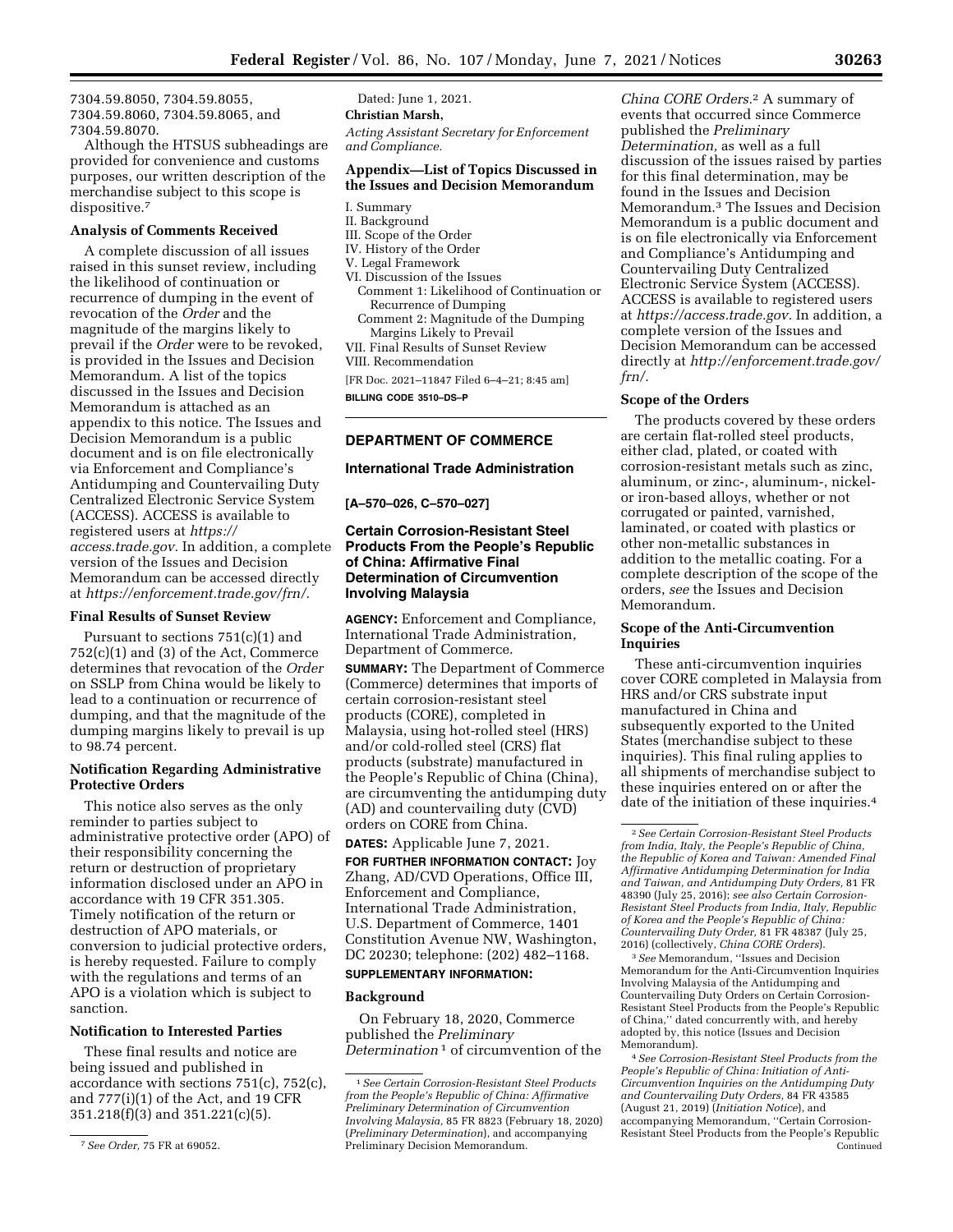7304.59.8050, 7304.59.8055, 7304.59.8060, 7304.59.8065, and 7304.59.8070.

Although the HTSUS subheadings are provided for convenience and customs purposes, our written description of the merchandise subject to this scope is dispositive.[7]

### Analysis of Comments Received

A complete discussion of all issues raised in this sunset review, including the likelihood of continuation or recurrence of dumping in the event of revocation of the *Order* and the magnitude of the margins likely to prevail if the *Order* were to be revoked, is provided in the Issues and Decision Memorandum. A list of the topics discussed in the Issues and Decision Memorandum is attached as an appendix to this notice. The Issues and Decision Memorandum is a public document and is on file electronically via Enforcement and Compliance's Antidumping and Countervailing Duty Centralized Electronic Service System (ACCESS). ACCESS is available to registered users at *https://access.trade.gov.* In addition, a complete version of the Issues and Decision Memorandum can be accessed directly at *https://enforcement.trade.gov/frn/.*

### Final Results of Sunset Review

Pursuant to sections 751(c)(1) and 752(c)(1) and (3) of the Act, Commerce determines that revocation of the *Order* on SSLP from China would be likely to lead to a continuation or recurrence of dumping, and that the magnitude of the dumping margins likely to prevail is up to 98.74 percent.

### Notification Regarding Administrative Protective Orders

This notice also serves as the only reminder to parties subject to administrative protective order (APO) of their responsibility concerning the return or destruction of proprietary information disclosed under an APO in accordance with 19 CFR 351.305. Timely notification of the return or destruction of APO materials, or conversion to judicial protective orders, is hereby requested. Failure to comply with the regulations and terms of an APO is a violation which is subject to sanction.

### Notification to Interested Parties

These final results and notice are being issued and published in accordance with sections 751(c), 752(c), and 777(i)(1) of the Act, and 19 CFR 351.218(f)(3) and 351.221(c)(5).

[7] *See Order,* 75 FR at 69052.

Dated: June 1, 2021.

**Christian Marsh,**

*Acting Assistant Secretary for Enforcement and Compliance.*

### Appendix—List of Topics Discussed in the Issues and Decision Memorandum

I. Summary
II. Background
III. Scope of the Order
IV. History of the Order
V. Legal Framework
VI. Discussion of the Issues
 Comment 1: Likelihood of Continuation or Recurrence of Dumping
 Comment 2: Magnitude of the Dumping Margins Likely to Prevail
VII. Final Results of Sunset Review
VIII. Recommendation

[FR Doc. 2021–11847 Filed 6–4–21; 8:45 am]

**BILLING CODE 3510–DS–P**

---

## DEPARTMENT OF COMMERCE

### International Trade Administration

**[A–570–026, C–570–027]**

## Certain Corrosion-Resistant Steel Products From the People's Republic of China: Affirmative Final Determination of Circumvention Involving Malaysia

**AGENCY:** Enforcement and Compliance, International Trade Administration, Department of Commerce.

**SUMMARY:** The Department of Commerce (Commerce) determines that imports of certain corrosion-resistant steel products (CORE), completed in Malaysia, using hot-rolled steel (HRS) and/or cold-rolled steel (CRS) flat products (substrate) manufactured in the People's Republic of China (China), are circumventing the antidumping duty (AD) and countervailing duty (CVD) orders on CORE from China.

**DATES:** Applicable June 7, 2021.

**FOR FURTHER INFORMATION CONTACT:** Joy Zhang, AD/CVD Operations, Office III, Enforcement and Compliance, International Trade Administration, U.S. Department of Commerce, 1401 Constitution Avenue NW, Washington, DC 20230; telephone: (202) 482–1168.

**SUPPLEMENTARY INFORMATION:**

### Background

On February 18, 2020, Commerce published the *Preliminary Determination*[1] of circumvention of the *China CORE Orders.*[2] A summary of events that occurred since Commerce published the *Preliminary Determination,* as well as a full discussion of the issues raised by parties for this final determination, may be found in the Issues and Decision Memorandum.[3] The Issues and Decision Memorandum is a public document and is on file electronically via Enforcement and Compliance's Antidumping and Countervailing Duty Centralized Electronic Service System (ACCESS). ACCESS is available to registered users at *https://access.trade.gov.* In addition, a complete version of the Issues and Decision Memorandum can be accessed directly at *http://enforcement.trade.gov/frn/.*

### Scope of the Orders

The products covered by these orders are certain flat-rolled steel products, either clad, plated, or coated with corrosion-resistant metals such as zinc, aluminum, or zinc-, aluminum-, nickel- or iron-based alloys, whether or not corrugated or painted, varnished, laminated, or coated with plastics or other non-metallic substances in addition to the metallic coating. For a complete description of the scope of the orders, *see* the Issues and Decision Memorandum.

### Scope of the Anti-Circumvention Inquiries

These anti-circumvention inquiries cover CORE completed in Malaysia from HRS and/or CRS substrate input manufactured in China and subsequently exported to the United States (merchandise subject to these inquiries). This final ruling applies to all shipments of merchandise subject to these inquiries entered on or after the date of the initiation of these inquiries.[4]

[1] *See Certain Corrosion-Resistant Steel Products from the People's Republic of China: Affirmative Preliminary Determination of Circumvention Involving Malaysia,* 85 FR 8823 (February 18, 2020) (*Preliminary Determination*), and accompanying Preliminary Decision Memorandum.

[2] *See Certain Corrosion-Resistant Steel Products from India, Italy, the People's Republic of China, the Republic of Korea and Taiwan: Amended Final Affirmative Antidumping Determination for India and Taiwan, and Antidumping Duty Orders,* 81 FR 48390 (July 25, 2016); *see also Certain Corrosion-Resistant Steel Products from India, Italy, Republic of Korea and the People's Republic of China: Countervailing Duty Order,* 81 FR 48387 (July 25, 2016) (collectively, *China CORE Orders*).

[3] *See* Memorandum, ''Issues and Decision Memorandum for the Anti-Circumvention Inquiries Involving Malaysia of the Antidumping and Countervailing Duty Orders on Certain Corrosion-Resistant Steel Products from the People's Republic of China,'' dated concurrently with, and hereby adopted by, this notice (Issues and Decision Memorandum).

[4] *See Corrosion-Resistant Steel Products from the People's Republic of China: Initiation of Anti-Circumvention Inquiries on the Antidumping Duty and Countervailing Duty Orders,* 84 FR 43585 (August 21, 2019) (*Initiation Notice*), and accompanying Memorandum, ''Certain Corrosion-Resistant Steel Products from the People's Republic Continued